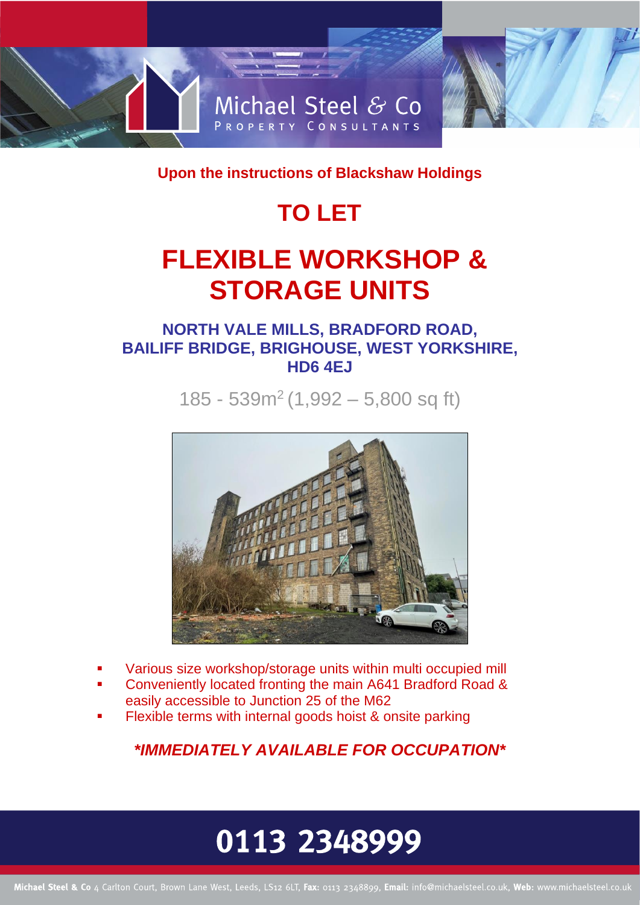Michael Steel & Co
PROPERTY CONSULTANTS

**Upon the instructions of Blackshaw Holdings**

# TO LET

# FLEXIBLE WORKSHOP & STORAGE UNITS

## NORTH VALE MILLS, BRADFORD ROAD, BAILIFF BRIDGE, BRIGHOUSE, WEST YORKSHIRE, HD6 4EJ

185 - 539m$^2$ (1,992 – 5,800 sq ft)

- Various size workshop/storage units within multi occupied mill
- Conveniently located fronting the main A641 Bradford Road & easily accessible to Junction 25 of the M62
- Flexible terms with internal goods hoist & onsite parking

***IMMEDIATELY AVAILABLE FOR OCCUPATION***

**0113 2348999**

**Michael Steel & Co** 4 Carlton Court, Brown Lane West, Leeds, LS12 6LT, **Fax:** 0113 2348899, **Email:** info@michaelsteel.co.uk, **Web:** www.michaelsteel.co.uk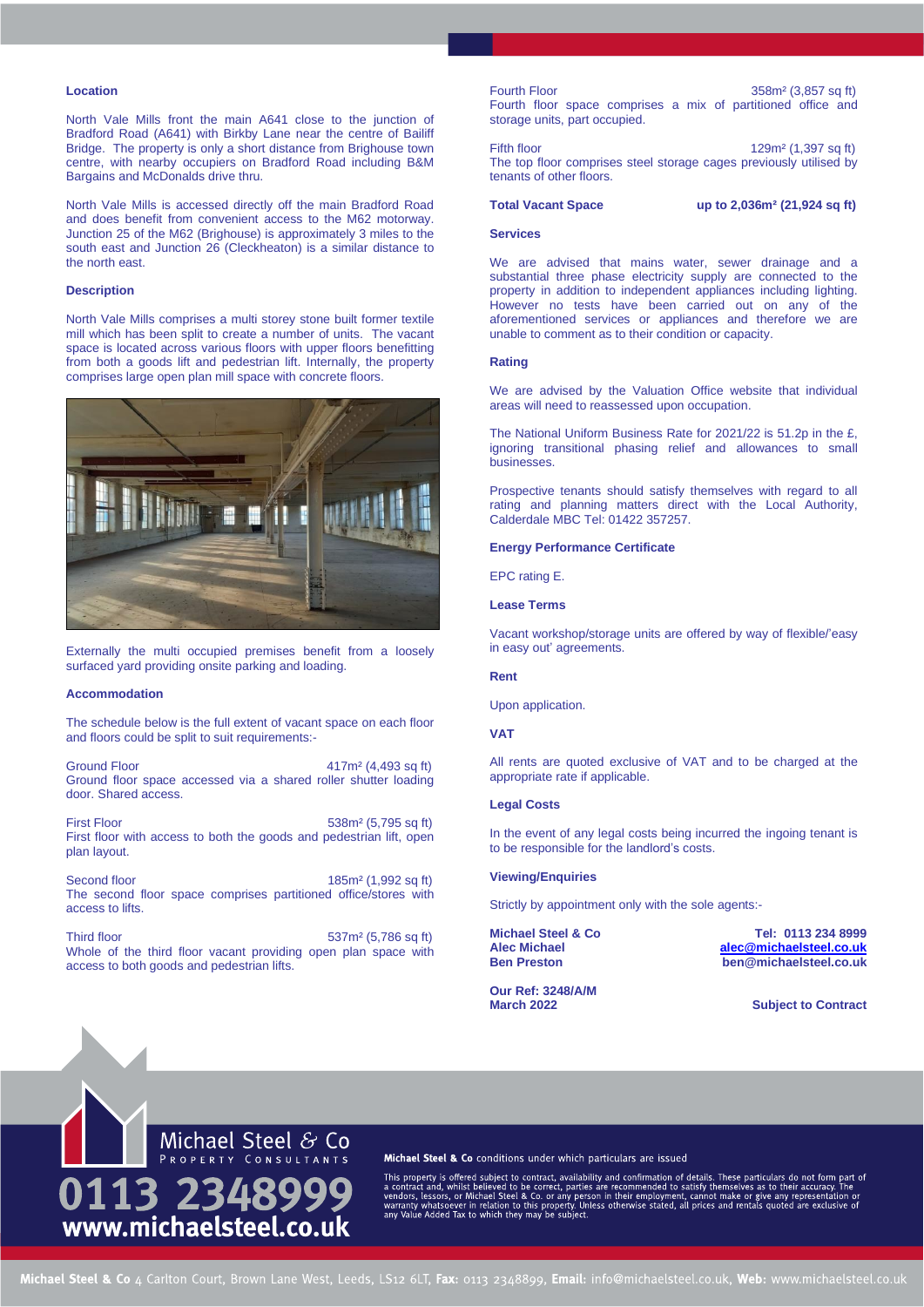### Location

North Vale Mills front the main A641 close to the junction of Bradford Road (A641) with Birkby Lane near the centre of Bailiff Bridge. The property is only a short distance from Brighouse town centre, with nearby occupiers on Bradford Road including B&M Bargains and McDonalds drive thru.

North Vale Mills is accessed directly off the main Bradford Road and does benefit from convenient access to the M62 motorway. Junction 25 of the M62 (Brighouse) is approximately 3 miles to the south east and Junction 26 (Cleckheaton) is a similar distance to the north east.

### Description

North Vale Mills comprises a multi storey stone built former textile mill which has been split to create a number of units. The vacant space is located across various floors with upper floors benefitting from both a goods lift and pedestrian lift. Internally, the property comprises large open plan mill space with concrete floors.

Externally the multi occupied premises benefit from a loosely surfaced yard providing onsite parking and loading.

### Accommodation

The schedule below is the full extent of vacant space on each floor and floors could be split to suit requirements:-

**Ground Floor** — 417m² (4,493 sq ft)
Ground floor space accessed via a shared roller shutter loading door. Shared access.

**First Floor** — 538m² (5,795 sq ft)
First floor with access to both the goods and pedestrian lift, open plan layout.

**Second floor** — 185m² (1,992 sq ft)
The second floor space comprises partitioned office/stores with access to lifts.

**Third floor** — 537m² (5,786 sq ft)
Whole of the third floor vacant providing open plan space with access to both goods and pedestrian lifts.

**Fourth Floor** — 358m² (3,857 sq ft)
Fourth floor space comprises a mix of partitioned office and storage units, part occupied.

**Fifth floor** — 129m² (1,397 sq ft)
The top floor comprises steel storage cages previously utilised by tenants of other floors.

**Total Vacant Space** — **up to 2,036m² (21,924 sq ft)**

### Services

We are advised that mains water, sewer drainage and a substantial three phase electricity supply are connected to the property in addition to independent appliances including lighting. However no tests have been carried out on any of the aforementioned services or appliances and therefore we are unable to comment as to their condition or capacity.

### Rating

We are advised by the Valuation Office website that individual areas will need to reassessed upon occupation.

The National Uniform Business Rate for 2021/22 is 51.2p in the £, ignoring transitional phasing relief and allowances to small businesses.

Prospective tenants should satisfy themselves with regard to all rating and planning matters direct with the Local Authority, Calderdale MBC Tel: 01422 357257.

### Energy Performance Certificate

EPC rating E.

### Lease Terms

Vacant workshop/storage units are offered by way of flexible/'easy in easy out' agreements.

### Rent

Upon application.

### VAT

All rents are quoted exclusive of VAT and to be charged at the appropriate rate if applicable.

### Legal Costs

In the event of any legal costs being incurred the ingoing tenant is to be responsible for the landlord's costs.

### Viewing/Enquiries

Strictly by appointment only with the sole agents:-

**Michael Steel & Co** — **Tel: 0113 234 8999**
**Alec Michael** — **alec@michaelsteel.co.uk**
**Ben Preston** — **ben@michaelsteel.co.uk**

**Our Ref: 3248/A/M**
**March 2022**

**Subject to Contract**

Michael Steel & Co
PROPERTY CONSULTANTS
0113 2348999
www.michaelsteel.co.uk

**Michael Steel & Co** conditions under which particulars are issued

This property is offered subject to contract, availability and confirmation of details. These particulars do not form part of a contract and, whilst believed to be correct, parties are recommended to satisfy themselves as to their accuracy. The vendors, lessors, or Michael Steel & Co. or any person in their employment, cannot make or give any representation or warranty whatsoever in relation to this property. Unless otherwise stated, all prices and rentals quoted are exclusive of any Value Added Tax to which they may be subject.

**Michael Steel & Co** 4 Carlton Court, Brown Lane West, Leeds, LS12 6LT, **Fax:** 0113 2348899, **Email:** info@michaelsteel.co.uk, **Web:** www.michaelsteel.co.uk